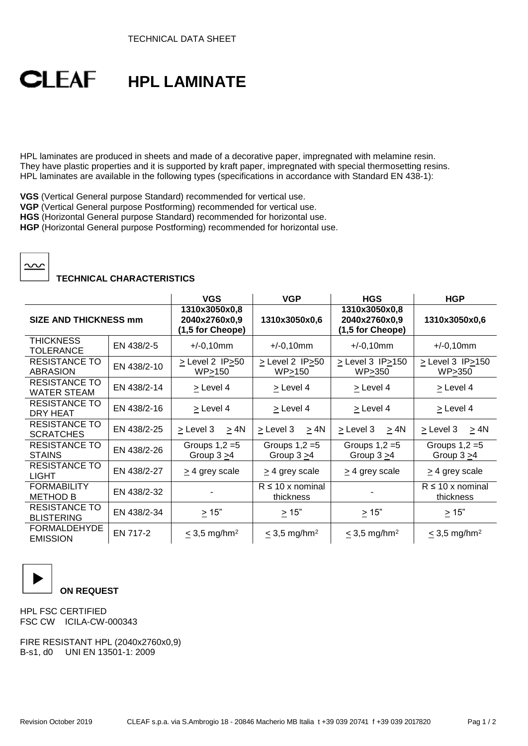TECHNICAL DATA SHEET

# CLEAF HPL LAMINATE

HPL laminates are produced in sheets and made of a decorative paper, impregnated with melamine resin. They have plastic properties and it is supported by kraft paper, impregnated with special thermosetting resins. HPL laminates are available in the following types (specifications in accordance with Standard EN 438-1):

**VGS** (Vertical General purpose Standard) recommended for vertical use.
**VGP** (Vertical General purpose Postforming) recommended for vertical use.
**HGS** (Horizontal General purpose Standard) recommended for horizontal use.
**HGP** (Horizontal General purpose Postforming) recommended for horizontal use.

## TECHNICAL CHARACTERISTICS

| | | **VGS** | **VGP** | **HGS** | **HGP** |
|---|---|---|---|---|---|
| **SIZE AND THICKNESS mm** | | **1310x3050x0,8 2040x2760x0,9 (1,5 for Cheope)** | **1310x3050x0,6** | **1310x3050x0,8 2040x2760x0,9 (1,5 for Cheope)** | **1310x3050x0,6** |
| THICKNESS TOLERANCE | EN 438/2-5 | +/-0,10mm | +/-0,10mm | +/-0,10mm | +/-0,10mm |
| RESISTANCE TO ABRASION | EN 438/2-10 | ≥ Level 2 IP≥50 WP≥150 | ≥ Level 2 IP≥50 WP≥150 | ≥ Level 3 IP≥150 WP≥350 | ≥ Level 3 IP≥150 WP≥350 |
| RESISTANCE TO WATER STEAM | EN 438/2-14 | ≥ Level 4 | ≥ Level 4 | ≥ Level 4 | ≥ Level 4 |
| RESISTANCE TO DRY HEAT | EN 438/2-16 | ≥ Level 4 | ≥ Level 4 | ≥ Level 4 | ≥ Level 4 |
| RESISTANCE TO SCRATCHES | EN 438/2-25 | ≥ Level 3 ≥ 4N | ≥ Level 3 ≥ 4N | ≥ Level 3 ≥ 4N | ≥ Level 3 ≥ 4N |
| RESISTANCE TO STAINS | EN 438/2-26 | Groups 1,2 =5 Group 3 ≥4 | Groups 1,2 =5 Group 3 ≥4 | Groups 1,2 =5 Group 3 ≥4 | Groups 1,2 =5 Group 3 ≥4 |
| RESISTANCE TO LIGHT | EN 438/2-27 | ≥ 4 grey scale | ≥ 4 grey scale | ≥ 4 grey scale | ≥ 4 grey scale |
| FORMABILITY METHOD B | EN 438/2-32 | - | R ≤ 10 x nominal thickness | - | R ≤ 10 x nominal thickness |
| RESISTANCE TO BLISTERING | EN 438/2-34 | ≥ 15" | ≥ 15" | ≥ 15" | ≥ 15" |
| FORMALDEHYDE EMISSION | EN 717-2 | ≤ 3,5 mg/hm² | ≤ 3,5 mg/hm² | ≤ 3,5 mg/hm² | ≤ 3,5 mg/hm² |

## ON REQUEST

HPL FSC CERTIFIED
FSC CW ICILA-CW-000343

FIRE RESISTANT HPL (2040x2760x0,9)
B-s1, d0 UNI EN 13501-1: 2009

Revision October 2019 CLEAF s.p.a. via S.Ambrogio 18 - 20846 Macherio MB Italia t +39 039 20741 f +39 039 2017820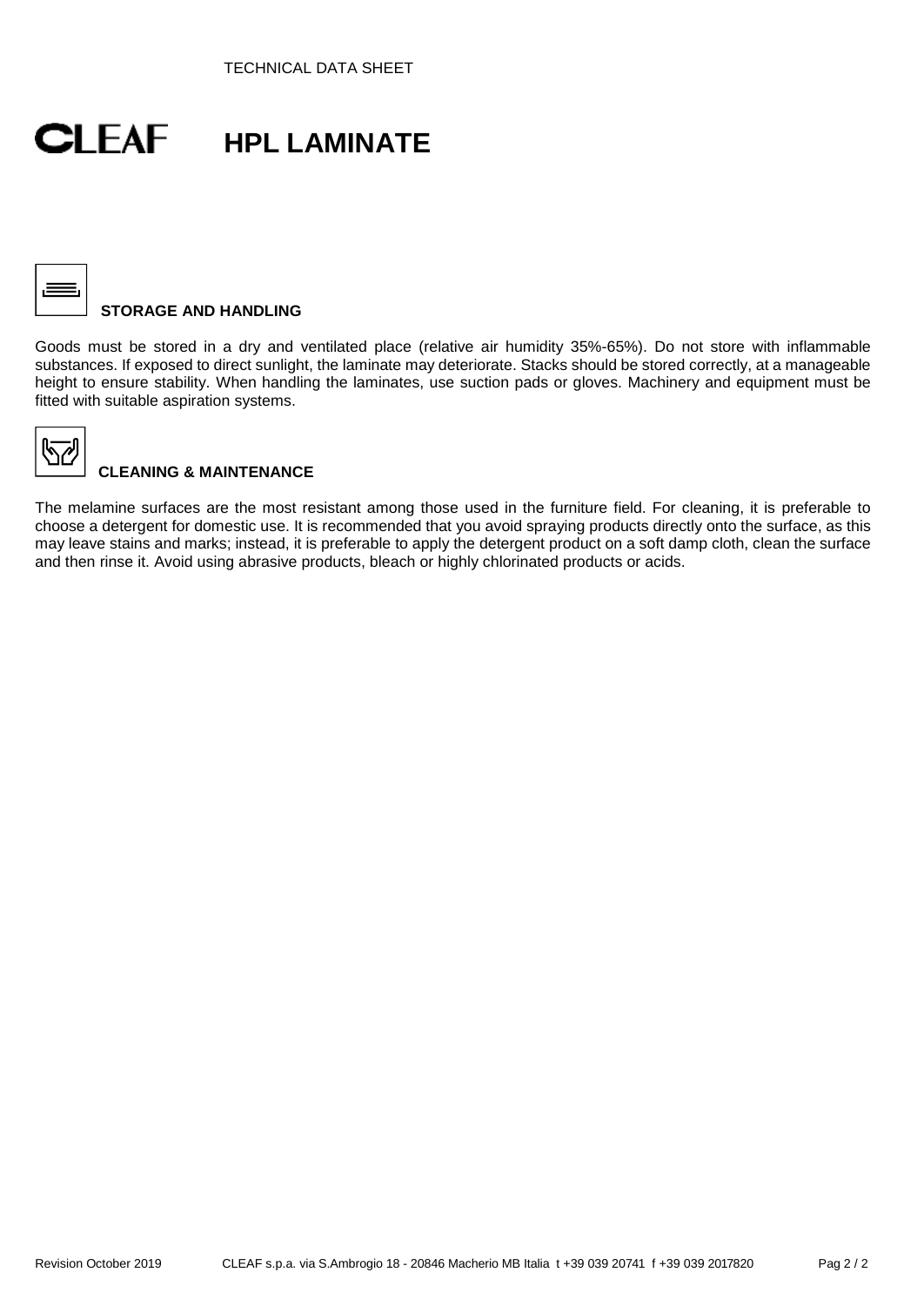TECHNICAL DATA SHEET

# CLEAF HPL LAMINATE

### STORAGE AND HANDLING

Goods must be stored in a dry and ventilated place (relative air humidity 35%-65%). Do not store with inflammable substances. If exposed to direct sunlight, the laminate may deteriorate. Stacks should be stored correctly, at a manageable height to ensure stability. When handling the laminates, use suction pads or gloves. Machinery and equipment must be fitted with suitable aspiration systems.

### CLEANING & MAINTENANCE

The melamine surfaces are the most resistant among those used in the furniture field. For cleaning, it is preferable to choose a detergent for domestic use. It is recommended that you avoid spraying products directly onto the surface, as this may leave stains and marks; instead, it is preferable to apply the detergent product on a soft damp cloth, clean the surface and then rinse it. Avoid using abrasive products, bleach or highly chlorinated products or acids.

Revision October 2019 CLEAF s.p.a. via S.Ambrogio 18 - 20846 Macherio MB Italia t +39 039 20741 f +39 039 2017820